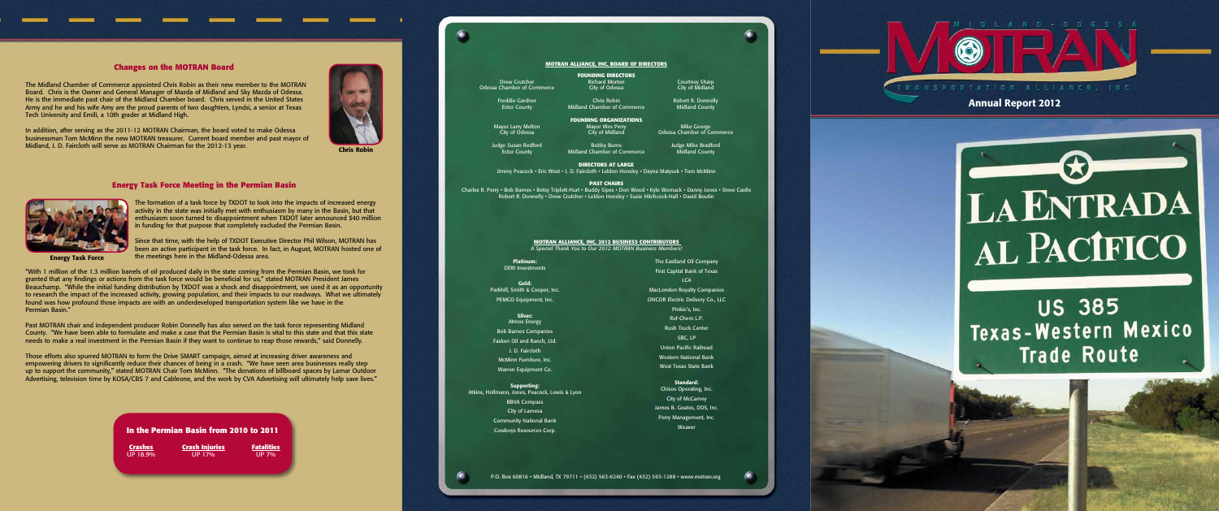## Changes on the MOTRAN Board

The Midland Chamber of Commerce appointed Chris Robin as their new member to the MOTRAN Board. Chris is the Owner and General Manager of Mazda of Midland and Sky Mazda of Odessa. He is the immediate past chair of the Midland Chamber board. Chris served in the United States Army and he and his wife Amy are the proud parents of two daughters, Lyndsi, a senior at Texas Tech University and Emili, a 10th grader at Midland High.

In addition, after serving as the 2011-12 MOTRAN Chairman, the board voted to make Odessa businessman Tom McMinn the new MOTRAN treasurer. Current board member and past mayor of Midland, J. D. Faircloth will serve as MOTRAN Chairman for the 2012-13 year.

**Chris Robin**

## Energy Task Force Meeting in the Permian Basin

**Energy Task Force**

The formation of a task force by TXDOT to look into the impacts of increased energy activity in the state was initially met with enthusiasm by many in the Basin, but that enthusiasm soon turned to disappointment when TXDOT later announced $40 million in funding for that purpose that completely excluded the Permian Basin.

Since that time, with the help of TXDOT Executive Director Phil Wilson, MOTRAN has been an active participant in the task force. In fact, in August, MOTRAN hosted one of the meetings here in the Midland-Odessa area.

"With 1 million of the 1.3 million barrels of oil produced daily in the state coming from the Permian Basin, we took for granted that any findings or actions from the task force would be beneficial for us," stated MOTRAN President James Beauchamp. "While the initial funding distribution by TXDOT was a shock and disappointment, we used it as an opportunity to research the impact of the increased activity, growing population, and their impacts to our roadways. What we ultimately found was how profound those impacts are with an underdeveloped transportation system like we have in the Permian Basin."

Past MOTRAN chair and independent producer Robin Donnelly has also served on the task force representing Midland County. "We have been able to formulate and make a case that the Permian Basin is vital to this state and that this state needs to make a real investment in the Permian Basin if they want to continue to reap those rewards," said Donnelly.

Those efforts also spurred MOTRAN to form the Drive SMART campaign, aimed at increasing driver awareness and empowering drivers to significantly reduce their chances of being in a crash. "We have seen area businesses really step up to support the community," stated MOTRAN Chair Tom McMinn. "The donations of billboard spaces by Lamar Outdoor Advertising, television time by KOSA/CBS 7 and Cableone, and the work by CVA Advertising will ultimately help save lives."

### In the Permian Basin from 2010 to 2011

| Crashes | Crash Injuries | Fatalities |
|---|---|---|
| UP 18.9% | UP 17% | UP 7% |

## MOTRAN ALLIANCE, INC. BOARD OF DIRECTORS

**FOUNDING DIRECTORS**

Drew Crutcher – Odessa Chamber of Commerce
Richard Morton – City of Odessa
Courtney Sharp – City of Midland
Freddie Gardner – Ector County
Chris Robin – Midland Chamber of Commerce
Robert R. Donnelly – Midland County

**FOUNDING ORGANIZATIONS**

Mayor Larry Melton – City of Odessa
Mayor Wes Perry – City of Midland
Mike George – Odessa Chamber of Commerce
Judge Susan Redford – Ector County
Bobby Burns – Midland Chamber of Commerce
Judge Mike Bradford – Midland County

**DIRECTORS AT LARGE**

Jimmy Peacock • Eric West • J. D. Faircloth • Leldon Hensley • Dayna Matysek • Tom McMinn

**PAST CHAIRS**

Charles R. Perry • Bob Barnes • Betsy Triplett-Hurt • Buddy Sipes • Don Wood • Kyle Womack • Danny Jones • Steve Castle
Robert R. Donnelly • Drew Crutcher • Leldon Hensley • Susie Hitchcock-Hall • David Boutin

## MOTRAN ALLIANCE, INC. 2012 BUSINESS CONTRIBUTORS

*A Special Thank You to Our 2012 MOTRAN Business Members!*

**Platinum:**
DEW Investments

**Gold:**
Parkhill, Smith & Cooper, Inc.
PEMCO Equipment, Inc.

**Silver:**
Atmos Energy
Bob Barnes Companies
Fasken Oil and Ranch, Ltd.
J. D. Faircloth
McMinn Furniture, Inc.
Warren Equipment Co.

**Supporting:**
Atkins, Hollmann, Jones, Peacock, Lewis & Lyon
BBVA Compass
City of Lamesa
Community National Bank
Cowboys Resources Corp.
The Eastland Oil Company
First Capital Bank of Texas
LCA
MacLondon Royalty Companies
ONCOR Electric Delivery Co., LLC
Pinkie's, Inc.
Ref-Chem L.P.
Rush Truck Center
SBC, LP
Union Pacific Railroad
Western National Bank
West Texas State Bank

**Standard:**
Chisos Operating, Inc.
City of McCamey
James B. Goates, DDS, Inc.
Perry Management, Inc.
Weaver

P.O. Box 60816 • Midland, TX 79711 • (432) 563-6240 • Fax (432) 563-1288 • www.motran.org

# MIDLAND - ODESSA MOTRAN TRANSPORTATION ALLIANCE, INC.

## Annual Report 2012

# LA ENTRADA AL PACIFICO

## US 385 Texas-Western Mexico Trade Route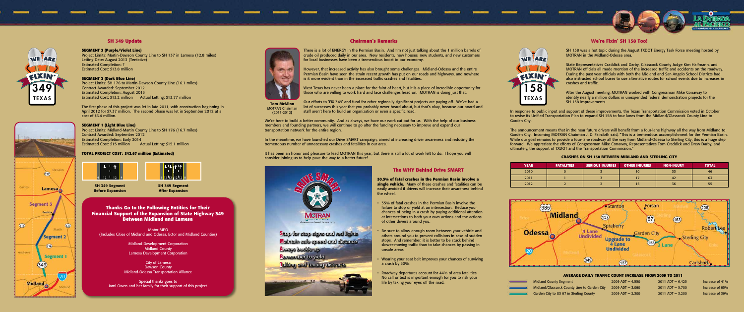## SH 349 Update

WE ARE FIXIN' 349 TEXAS

**SEGMENT 3 (Purple/Violet Line)**
Project Limits: Martin-Dawson County Line to SH 137 in Lamesa (12.8 miles)
Letting Date: August 2013 (Tentative)
Estimated Completion: ?
Estimated Cost: $13.8 million

**SEGMENT 2 (Dark Blue Line)**
Project Limits: SH 176 to Martin-Dawson County Line (16.1 miles)
Contract Awarded: September 2012
Estimated Completion: August 2013
Estimated Cost: $13.2 million Actual Letting: $13.77 million

The first phase of this project was let in late 2011, with construction beginning in April 2012 for $7.37 million. The second phase was let in September 2012 at a cost of $6.4 million.

**SEGMENT 1 (Light Blue Line)**
Project Limits: Midland-Martin County Line to SH 176 (16.7 miles)
Contract Awarded: September 2012
Estimated Completion: Early 2014
Estimated Cost: $15 million Actual Letting: $15.1 million

**TOTAL PROJECT COST: $42.67 million (Estimated)**

4 12 12 4

8 12 12 12 12 8

**SH 349 Segment Before Expansion**

**SH 349 Segment After Expansion**

Dawson
137
Gaines
Lamesa
Segment 3
Patricia
115
137
Martin
Segment 2
176
Andrews
Segment 1
349
20
Midland
Midland

### Thanks Go to the Following Entities for Their Financial Support of the Expansion of State Highway 349 Between Midland and Lamesa

Motor MPO
(Includes Cities of Midland and Odessa, Ector and Midland Counties)

Midland Development Corporation
Midland County
Lamesa Development Corporation

City of Lamesa
Dawson County
Midland-Odessa Transportation Alliance

Special thanks goes to
Jami Owen and her family for their support of this project.

## Chairman's Remarks

There is a lot of ENERGY in the Permian Basin. And I'm not just talking about the 1 million barrels of crude oil produced daily in our area. New residents, new houses, new students, and new customers for local businesses have been a tremendous boost to our economy.

However, that increased activity has also brought some challenges. Midland-Odessa and the entire Permian Basin have seen the strain recent growth has put on our roads and highways, and nowhere is it more evident than in the increased traffic crashes and fatalities.

West Texas has never been a place for the faint of heart, but it is a place of incredible opportunity for those who are willing to work hard and face challenges head on. MOTRAN is doing just that.

Our efforts to 'FIX 349' and fund for other regionally significant projects are paying off. We've had a lot of successes this year that you probably never heard about, but that's okay, because our board and staff aren't here to build an organization or even a specific road.

**Tom McMinn**
MOTRAN Chairman
(2011-2012)

We're here to build a better community. And as always, we have our work cut out for us. With the help of our business members and founding partners, we will continue to go after the funding necessary to improve and expand our transportation network for the entire region.

In the meantime, we have launched our Drive SMART campaign, aimed at increasing driver awareness and reducing the tremendous number of unnecessary crashes and fatalities in our area.

It has been an honor and pleasure to lead MOTRAN this year, but there is still a lot of work left to do. I hope you will consider joining us to help pave the way to a better future!

DRIVE SMART
MOTRAN
drivesmartwesttexas.org

**S**top for stop signs and red lights
**M**aintain safe speed and distance
**A**lways buckle up
**R**emember to yield
**T**alking and texting distracts

### The WHY Behind Drive SMART

**50.5% of fatal crashes in the Permian Basin involve a single vehicle.** Many of these crashes and fatalities can be easily avoided if drivers will increase their awareness behind the wheel.

- 35% of fatal crashes in the Permian Basin involve the failure to stop or yield at an intersection. Reduce your chances of being in a crash by paying additional attention at intersections to both your own actions and the actions of other drivers around you.
- Be sure to allow enough room between your vehicle and others around you to prevent collisions in case of sudden stops. And remember, it is better to be stuck behind slower-moving traffic than to take chances by passing in unsafe areas.
- Wearing your seat belt improves your chances of surviving a crash by 50%.
- Roadway departures account for 44% of area fatalities. No call or text is important enough for you to risk your life by taking your eyes off the road.

## We're Fixin' SH 158 Too!

WE ARE FIXIN' 158 TEXAS

SH 158 was a hot topic during the August TXDOT Energy Task Force meeting hosted by MOTRAN in the Midland-Odessa area.

State Representatives Craddick and Darby, Glasscock County Judge Kim Halfmann, and MOTRAN officials all made mention of the increased traffic and accidents on the roadway. During the past year officials with both the Midland and San Angelo School Districts had also instructed school buses to use alternative routes for school events due to increases in crashes and traffic.

After the August meeting, MOTRAN worked with Congressman Mike Conaway to identify nearly a million dollars in unexpended federal demonstration projects for the SH 158 improvements.

In response to public input and support of these improvements, the Texas Transportation Commission voted in October to revise its Unified Transportation Plan to expand SH 158 to four lanes from the Midland/Glasscock County Line to Garden City.

The announcement means that in the near future drivers will benefit from a four-lane highway all the way from Midland to Garden City. Incoming MOTRAN Chairman J. D. Faircloth said, "This is a tremendous accomplishment for the Permian Basin. While our goal remains to provide a four-lane roadway all the way from Midland-Odessa to Sterling City, this is a huge step forward. We appreciate the efforts of Congressman Mike Conaway, Representatives Tom Craddick and Drew Darby, and ultimately, the support of TXDOT and the Transportation Commission."

### CRASHES ON SH 158 BETWEEN MIDLAND AND STERLING CITY

| YEAR | FATALITIES | SERIOUS INJURIES | OTHER INJURIES | NON-INJURY | TOTAL |
|---|---|---|---|---|---|
| 2010 | 0 | 3 | 10 | 33 | 46 |
| 2011 | 1 | 3 | 17 | 42 | 63 |
| 2012 | 2 | 2 | 15 | 36 | 55 |

385
Stanton
Forsan
208
Midland
137
87
163
Ector
Sprabery
Sterling
Robert Lee
Odessa
4 Lane Undivided
Garden City
Upgrade to 4 Lane Undivided
158
2 Lane
Sterling City
20
Midland
Glasscock
Coke
349
137
Carlsbad

### AVERAGE DAILY TRAFFIC COUNT INCREASE FROM 2009 TO 2011

| | | | |
|---|---|---|---|
| Midland County Segment | 2009 ADT = 4,550 | 2011 ADT = 6,425 | Increase of 41% |
| Midland/Glasscock County Line to Garden City | 2009 ADT = 3,080 | 2011 ADT = 5,700 | Increase of 85% |
| Garden City to US 87 in Sterling County | 2009 ADT = 2,300 | 2011 ADT = 3,200 | Increase of 39% |